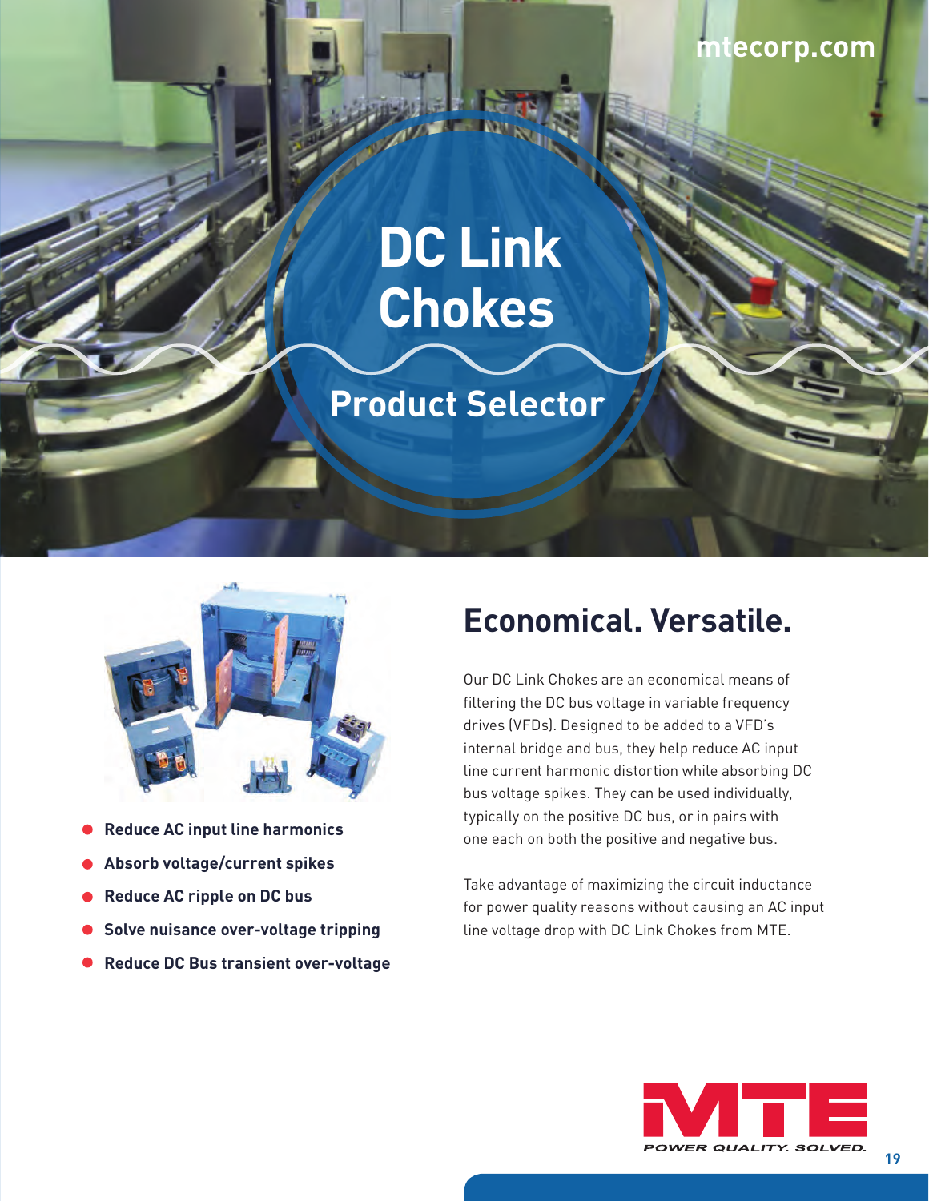mtecorp.com

# DC Link Chokes

## Product Selector

- **Reduce AC input line harmonics**
- **Absorb voltage/current spikes**
- **Reduce AC ripple on DC bus**
- **Solve nuisance over-voltage tripping**
- **Reduce DC Bus transient over-voltage**

## Economical. Versatile.

Our DC Link Chokes are an economical means of filtering the DC bus voltage in variable frequency drives (VFDs). Designed to be added to a VFD's internal bridge and bus, they help reduce AC input line current harmonic distortion while absorbing DC bus voltage spikes. They can be used individually, typically on the positive DC bus, or in pairs with one each on both the positive and negative bus.

Take advantage of maximizing the circuit inductance for power quality reasons without causing an AC input line voltage drop with DC Link Chokes from MTE.

MTE

*POWER QUALITY. SOLVED.*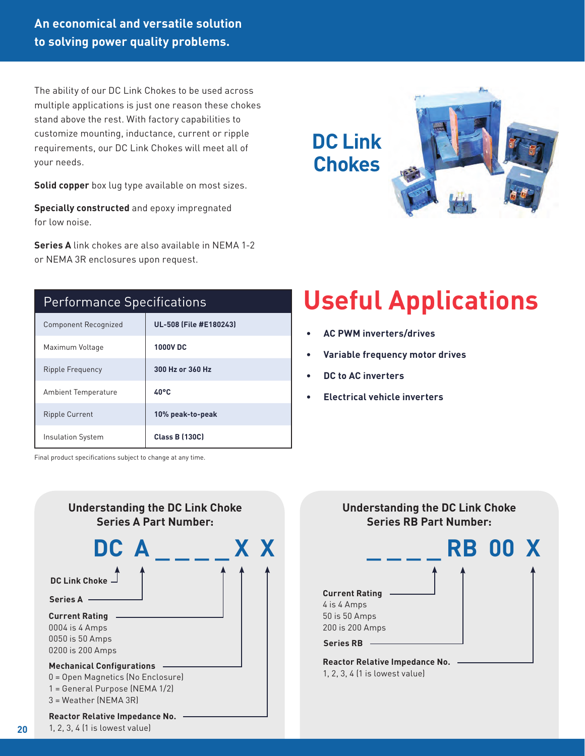## An economical and versatile solution to solving power quality problems.

# DC Link Chokes

The ability of our DC Link Chokes to be used across multiple applications is just one reason these chokes stand above the rest. With factory capabilities to customize mounting, inductance, current or ripple requirements, our DC Link Chokes will meet all of your needs.

**Solid copper** box lug type available on most sizes.

**Specially constructed** and epoxy impregnated for low noise.

**Series A** link chokes are also available in NEMA 1-2 or NEMA 3R enclosures upon request.

| Performance Specifications | |
|---|---|
| Component Recognized | **UL-508 (File #E180243)** |
| Maximum Voltage | **1000V DC** |
| Ripple Frequency | **300 Hz or 360 Hz** |
| Ambient Temperature | **40°C** |
| Ripple Current | **10% peak-to-peak** |
| Insulation System | **Class B (130C)** |

Final product specifications subject to change at any time.

# Useful Applications

- **AC PWM inverters/drives**
- **Variable frequency motor drives**
- **DC to AC inverters**
- **Electrical vehicle inverters**

### Understanding the DC Link Choke Series A Part Number:

**DC A _ _ _ _ X X**

**DC Link Choke**

**Series A**

**Current Rating**
0004 is 4 Amps
0050 is 50 Amps
0200 is 200 Amps

**Mechanical Configurations**
0 = Open Magnetics (No Enclosure)
1 = General Purpose (NEMA 1/2)
3 = Weather (NEMA 3R)

**Reactor Relative Impedance No.**
1, 2, 3, 4 (1 is lowest value)

### Understanding the DC Link Choke Series RB Part Number:

**_ _ _ _ RB 00 X**

**Current Rating**
4 is 4 Amps
50 is 50 Amps
200 is 200 Amps

**Series RB**

**Reactor Relative Impedance No.**
1, 2, 3, 4 (1 is lowest value)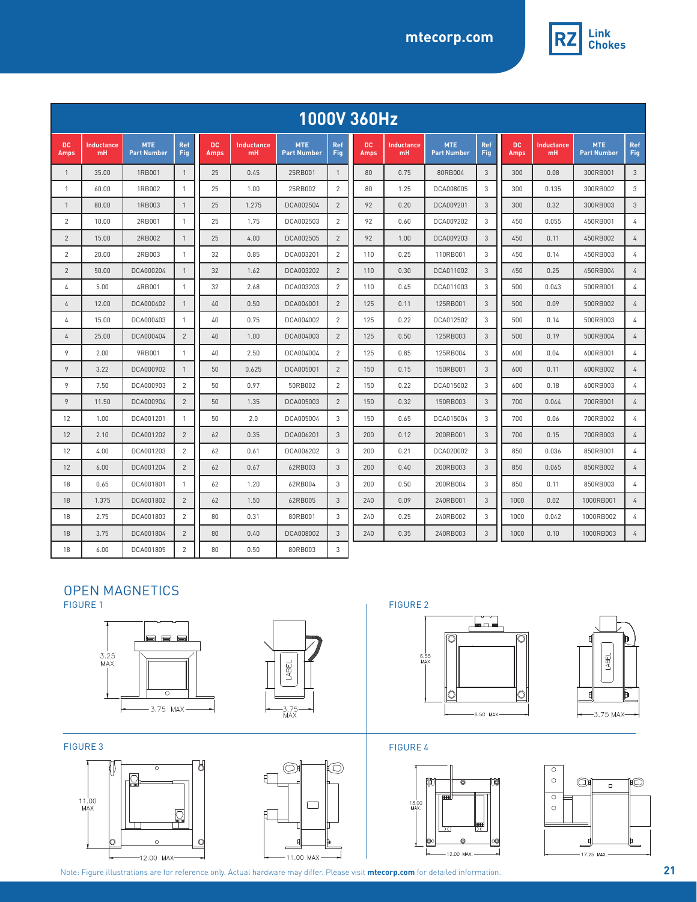## 1000V 360Hz

| DC Amps | Inductance mH | MTE Part Number | Ref Fig | DC Amps | Inductance mH | MTE Part Number | Ref Fig | DC Amps | Inductance mH | MTE Part Number | Ref Fig | DC Amps | Inductance mH | MTE Part Number | Ref Fig |
|---|---|---|---|---|---|---|---|---|---|---|---|---|---|---|---|
| 1 | 35.00 | 1RB001 | 1 | 25 | 0.45 | 25RB001 | 1 | 80 | 0.75 | 80RB004 | 3 | 300 | 0.08 | 300RB001 | 3 |
| 1 | 60.00 | 1RB002 | 1 | 25 | 1.00 | 25RB002 | 2 | 80 | 1.25 | DCA008005 | 3 | 300 | 0.135 | 300RB002 | 3 |
| 1 | 80.00 | 1RB003 | 1 | 25 | 1.275 | DCA002504 | 2 | 92 | 0.20 | DCA009201 | 3 | 300 | 0.32 | 300RB003 | 3 |
| 2 | 10.00 | 2RB001 | 1 | 25 | 1.75 | DCA002503 | 2 | 92 | 0.60 | DCA009202 | 3 | 450 | 0.055 | 450RB001 | 4 |
| 2 | 15.00 | 2RB002 | 1 | 25 | 4.00 | DCA002505 | 2 | 92 | 1.00 | DCA009203 | 3 | 450 | 0.11 | 450RB002 | 4 |
| 2 | 20.00 | 2RB003 | 1 | 32 | 0.85 | DCA003201 | 2 | 110 | 0.25 | 110RB001 | 3 | 450 | 0.14 | 450RB003 | 4 |
| 2 | 50.00 | DCA000204 | 1 | 32 | 1.62 | DCA003202 | 2 | 110 | 0.30 | DCA011002 | 3 | 450 | 0.25 | 450RB004 | 4 |
| 4 | 5.00 | 4RB001 | 1 | 32 | 2.68 | DCA003203 | 2 | 110 | 0.45 | DCA011003 | 3 | 500 | 0.043 | 500RB001 | 4 |
| 4 | 12.00 | DCA000402 | 1 | 40 | 0.50 | DCA004001 | 2 | 125 | 0.11 | 125RB001 | 3 | 500 | 0.09 | 500RB002 | 4 |
| 4 | 15.00 | DCA000403 | 1 | 40 | 0.75 | DCA004002 | 2 | 125 | 0.22 | DCA012502 | 3 | 500 | 0.14 | 500RB003 | 4 |
| 4 | 25.00 | DCA000404 | 2 | 40 | 1.00 | DCA004003 | 2 | 125 | 0.50 | 125RB003 | 3 | 500 | 0.19 | 500RB004 | 4 |
| 9 | 2.00 | 9RB001 | 1 | 40 | 2.50 | DCA004004 | 2 | 125 | 0.85 | 125RB004 | 3 | 600 | 0.04 | 600RB001 | 4 |
| 9 | 3.22 | DCA000902 | 1 | 50 | 0.625 | DCA005001 | 2 | 150 | 0.15 | 150RB001 | 3 | 600 | 0.11 | 600RB002 | 4 |
| 9 | 7.50 | DCA000903 | 2 | 50 | 0.97 | 50RB002 | 2 | 150 | 0.22 | DCA015002 | 3 | 600 | 0.18 | 600RB003 | 4 |
| 9 | 11.50 | DCA000904 | 2 | 50 | 1.35 | DCA005003 | 2 | 150 | 0.32 | 150RB003 | 3 | 700 | 0.044 | 700RB001 | 4 |
| 12 | 1.00 | DCA001201 | 1 | 50 | 2.0 | DCA005004 | 3 | 150 | 0.65 | DCA015004 | 3 | 700 | 0.06 | 700RB002 | 4 |
| 12 | 2.10 | DCA001202 | 2 | 62 | 0.35 | DCA006201 | 3 | 200 | 0.12 | 200RB001 | 3 | 700 | 0.15 | 700RB003 | 4 |
| 12 | 4.00 | DCA001203 | 2 | 62 | 0.61 | DCA006202 | 3 | 200 | 0.21 | DCA020002 | 3 | 850 | 0.036 | 850RB001 | 4 |
| 12 | 6.00 | DCA001204 | 2 | 62 | 0.67 | 62RB003 | 3 | 200 | 0.40 | 200RB003 | 3 | 850 | 0.065 | 850RB002 | 4 |
| 18 | 0.65 | DCA001801 | 1 | 62 | 1.20 | 62RB004 | 3 | 200 | 0.50 | 200RB004 | 3 | 850 | 0.11 | 850RB003 | 4 |
| 18 | 1.375 | DCA001802 | 2 | 62 | 1.50 | 62RB005 | 3 | 240 | 0.09 | 240RB001 | 3 | 1000 | 0.02 | 1000RB001 | 4 |
| 18 | 2.75 | DCA001803 | 2 | 80 | 0.31 | 80RB001 | 3 | 240 | 0.25 | 240RB002 | 3 | 1000 | 0.042 | 1000RB002 | 4 |
| 18 | 3.75 | DCA001804 | 2 | 80 | 0.40 | DCA008002 | 3 | 240 | 0.35 | 240RB003 | 3 | 1000 | 0.10 | 1000RB003 | 4 |
| 18 | 6.00 | DCA001805 | 2 | 80 | 0.50 | 80RB003 | 3 | | | | | | | | |

## OPEN MAGNETICS

FIGURE 1

3.25 MAX

3.75 MAX

LABEL

3.75 MAX

FIGURE 2

6.55 MAX

6.50 MAX

LABEL

3.75 MAX

FIGURE 3

11.00 MAX

12.00 MAX

11.00 MAX

FIGURE 4

13.00 MAX

12.00 MAX

17.25 MAX

Note: Figure illustrations are for reference only. Actual hardware may differ. Please visit **mtecorp.com** for detailed information.